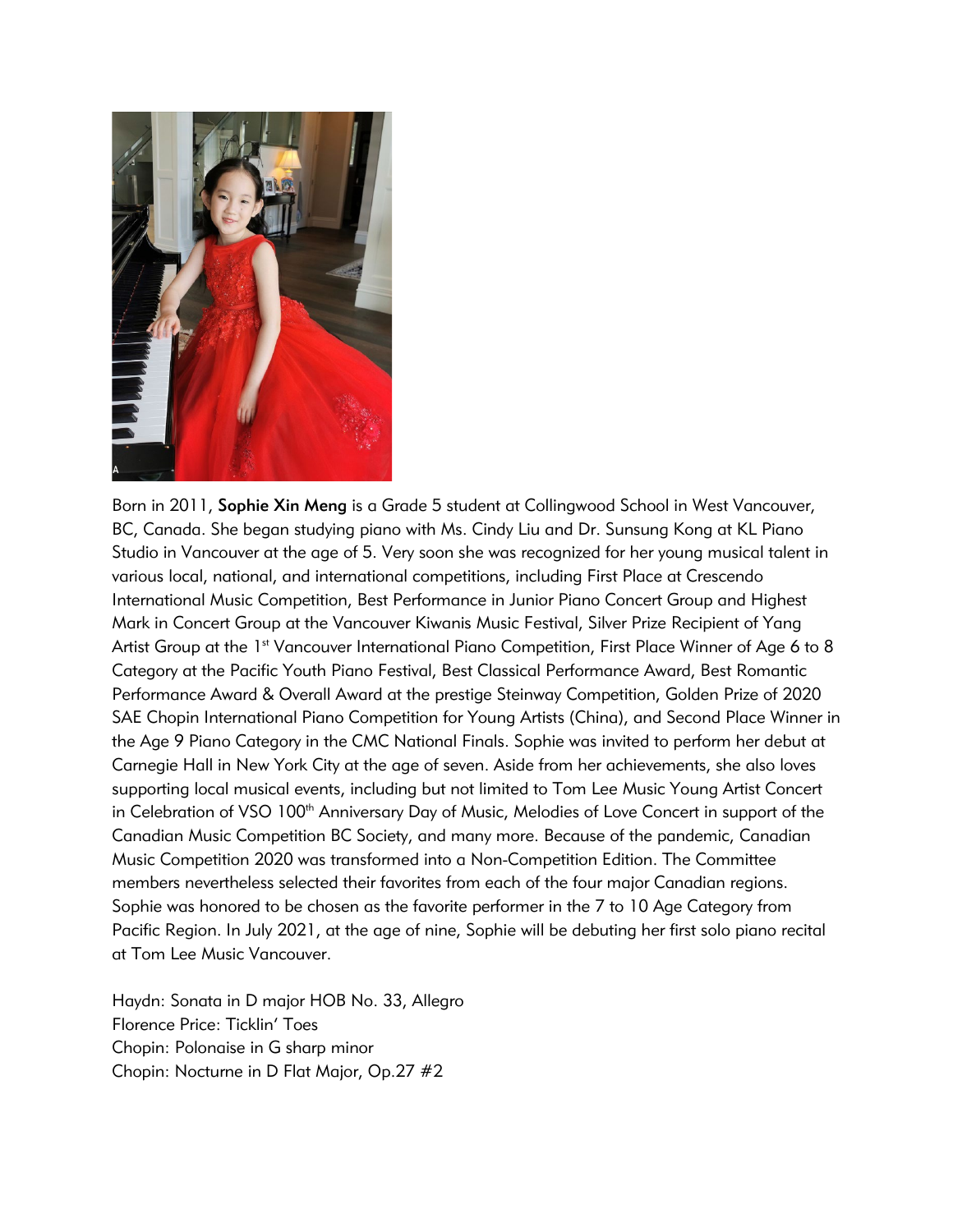Born in 2011, **Sophie Xin Meng** is a Grade 5 student at Collingwood School in West Vancouver, BC, Canada. She began studying piano with Ms. Cindy Liu and Dr. Sunsung Kong at KL Piano Studio in Vancouver at the age of 5. Very soon she was recognized for her young musical talent in various local, national, and international competitions, including First Place at Crescendo International Music Competition, Best Performance in Junior Piano Concert Group and Highest Mark in Concert Group at the Vancouver Kiwanis Music Festival, Silver Prize Recipient of Yang Artist Group at the 1st Vancouver International Piano Competition, First Place Winner of Age 6 to 8 Category at the Pacific Youth Piano Festival, Best Classical Performance Award, Best Romantic Performance Award & Overall Award at the prestige Steinway Competition, Golden Prize of 2020 SAE Chopin International Piano Competition for Young Artists (China), and Second Place Winner in the Age 9 Piano Category in the CMC National Finals. Sophie was invited to perform her debut at Carnegie Hall in New York City at the age of seven. Aside from her achievements, she also loves supporting local musical events, including but not limited to Tom Lee Music Young Artist Concert in Celebration of VSO 100th Anniversary Day of Music, Melodies of Love Concert in support of the Canadian Music Competition BC Society, and many more. Because of the pandemic, Canadian Music Competition 2020 was transformed into a Non-Competition Edition. The Committee members nevertheless selected their favorites from each of the four major Canadian regions. Sophie was honored to be chosen as the favorite performer in the 7 to 10 Age Category from Pacific Region. In July 2021, at the age of nine, Sophie will be debuting her first solo piano recital at Tom Lee Music Vancouver.

Haydn: Sonata in D major HOB No. 33, Allegro
Florence Price: Ticklin' Toes
Chopin: Polonaise in G sharp minor
Chopin: Nocturne in D Flat Major, Op.27 #2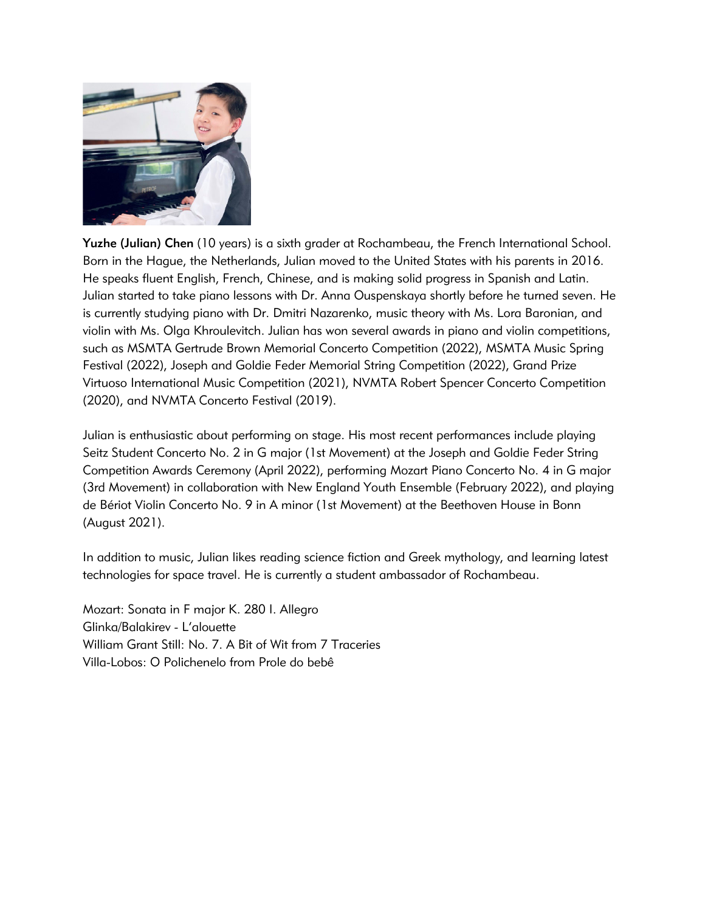**Yuzhe (Julian) Chen** (10 years) is a sixth grader at Rochambeau, the French International School. Born in the Hague, the Netherlands, Julian moved to the United States with his parents in 2016. He speaks fluent English, French, Chinese, and is making solid progress in Spanish and Latin. Julian started to take piano lessons with Dr. Anna Ouspenskaya shortly before he turned seven. He is currently studying piano with Dr. Dmitri Nazarenko, music theory with Ms. Lora Baronian, and violin with Ms. Olga Khroulevitch. Julian has won several awards in piano and violin competitions, such as MSMTA Gertrude Brown Memorial Concerto Competition (2022), MSMTA Music Spring Festival (2022), Joseph and Goldie Feder Memorial String Competition (2022), Grand Prize Virtuoso International Music Competition (2021), NVMTA Robert Spencer Concerto Competition (2020), and NVMTA Concerto Festival (2019).

Julian is enthusiastic about performing on stage. His most recent performances include playing Seitz Student Concerto No. 2 in G major (1st Movement) at the Joseph and Goldie Feder String Competition Awards Ceremony (April 2022), performing Mozart Piano Concerto No. 4 in G major (3rd Movement) in collaboration with New England Youth Ensemble (February 2022), and playing de Bériot Violin Concerto No. 9 in A minor (1st Movement) at the Beethoven House in Bonn (August 2021).

In addition to music, Julian likes reading science fiction and Greek mythology, and learning latest technologies for space travel. He is currently a student ambassador of Rochambeau.

Mozart: Sonata in F major K. 280 I. Allegro
Glinka/Balakirev - L'alouette
William Grant Still: No. 7. A Bit of Wit from 7 Traceries
Villa-Lobos: O Polichenelo from Prole do bebê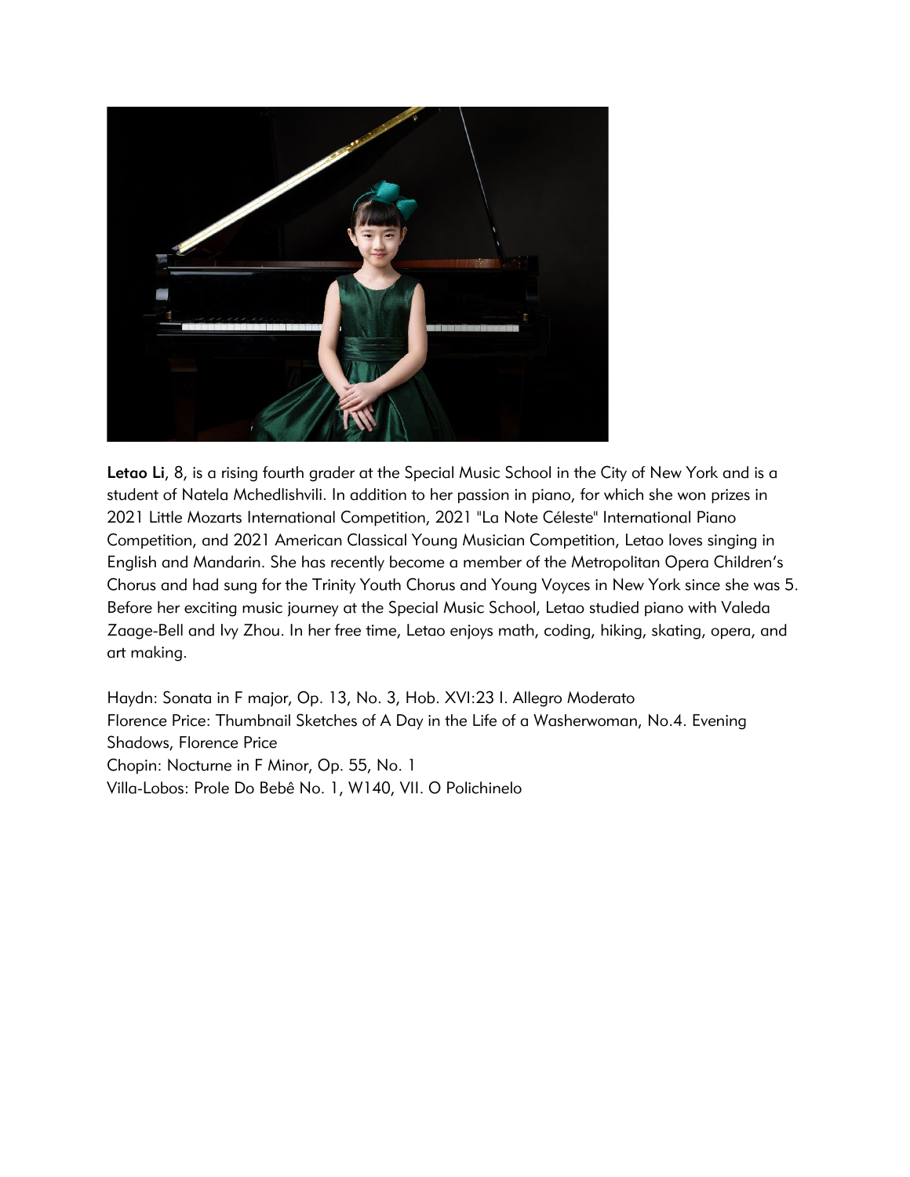**Letao Li**, 8, is a rising fourth grader at the Special Music School in the City of New York and is a student of Natela Mchedlishvili. In addition to her passion in piano, for which she won prizes in 2021 Little Mozarts International Competition, 2021 "La Note Céleste" International Piano Competition, and 2021 American Classical Young Musician Competition, Letao loves singing in English and Mandarin. She has recently become a member of the Metropolitan Opera Children's Chorus and had sung for the Trinity Youth Chorus and Young Voyces in New York since she was 5. Before her exciting music journey at the Special Music School, Letao studied piano with Valeda Zaage-Bell and Ivy Zhou. In her free time, Letao enjoys math, coding, hiking, skating, opera, and art making.

Haydn: Sonata in F major, Op. 13, No. 3, Hob. XVI:23 I. Allegro Moderato
Florence Price: Thumbnail Sketches of A Day in the Life of a Washerwoman, No.4. Evening Shadows, Florence Price
Chopin: Nocturne in F Minor, Op. 55, No. 1
Villa-Lobos: Prole Do Bebê No. 1, W140, VII. O Polichinelo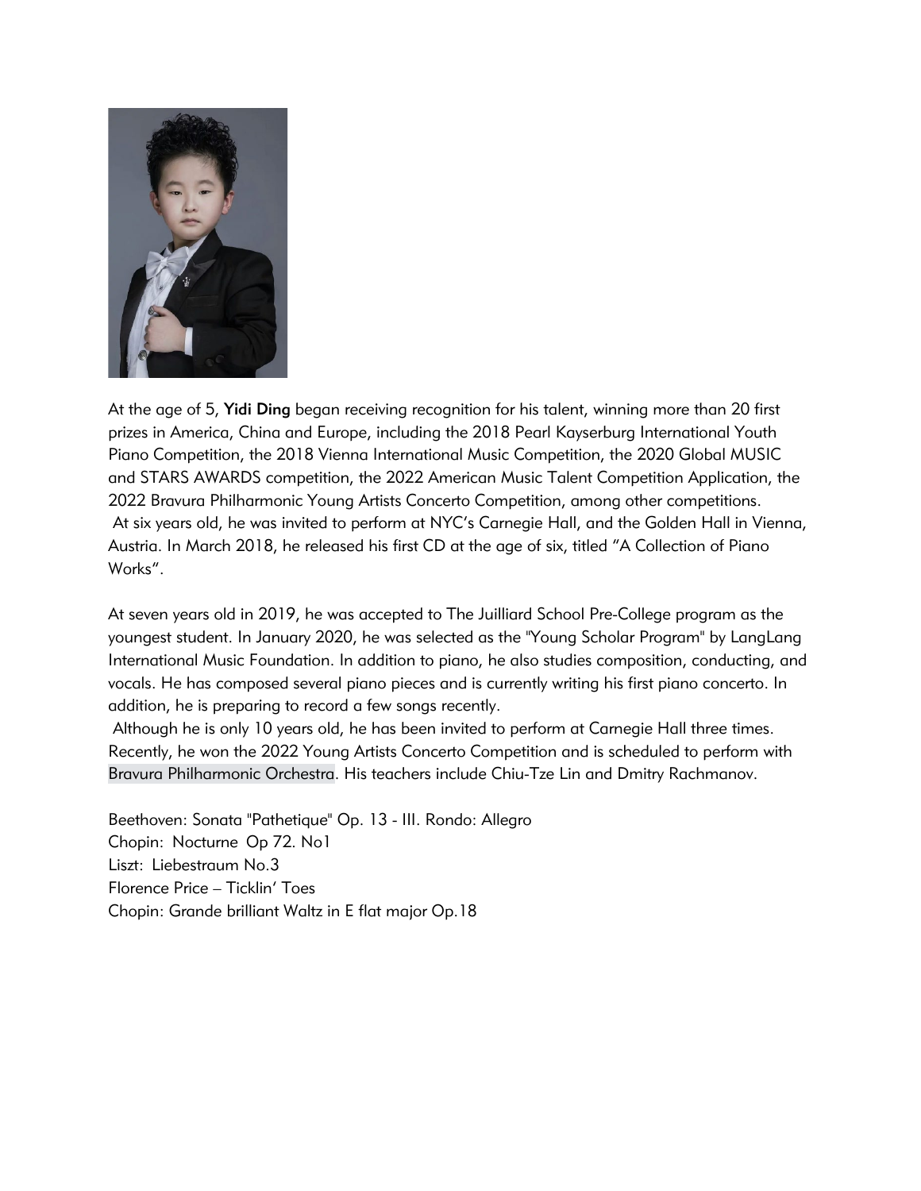At the age of 5, **Yidi Ding** began receiving recognition for his talent, winning more than 20 first prizes in America, China and Europe, including the 2018 Pearl Kayserburg International Youth Piano Competition, the 2018 Vienna International Music Competition, the 2020 Global MUSIC and STARS AWARDS competition, the 2022 American Music Talent Competition Application, the 2022 Bravura Philharmonic Young Artists Concerto Competition, among other competitions. At six years old, he was invited to perform at NYC's Carnegie Hall, and the Golden Hall in Vienna, Austria. In March 2018, he released his first CD at the age of six, titled "A Collection of Piano Works".

At seven years old in 2019, he was accepted to The Juilliard School Pre-College program as the youngest student. In January 2020, he was selected as the "Young Scholar Program" by LangLang International Music Foundation. In addition to piano, he also studies composition, conducting, and vocals. He has composed several piano pieces and is currently writing his first piano concerto. In addition, he is preparing to record a few songs recently.

Although he is only 10 years old, he has been invited to perform at Carnegie Hall three times. Recently, he won the 2022 Young Artists Concerto Competition and is scheduled to perform with Bravura Philharmonic Orchestra. His teachers include Chiu-Tze Lin and Dmitry Rachmanov.

Beethoven: Sonata "Pathetique" Op. 13 - III. Rondo: Allegro
Chopin: Nocturne Op 72. No1
Liszt: Liebestraum No.3
Florence Price – Ticklin' Toes
Chopin: Grande brilliant Waltz in E flat major Op.18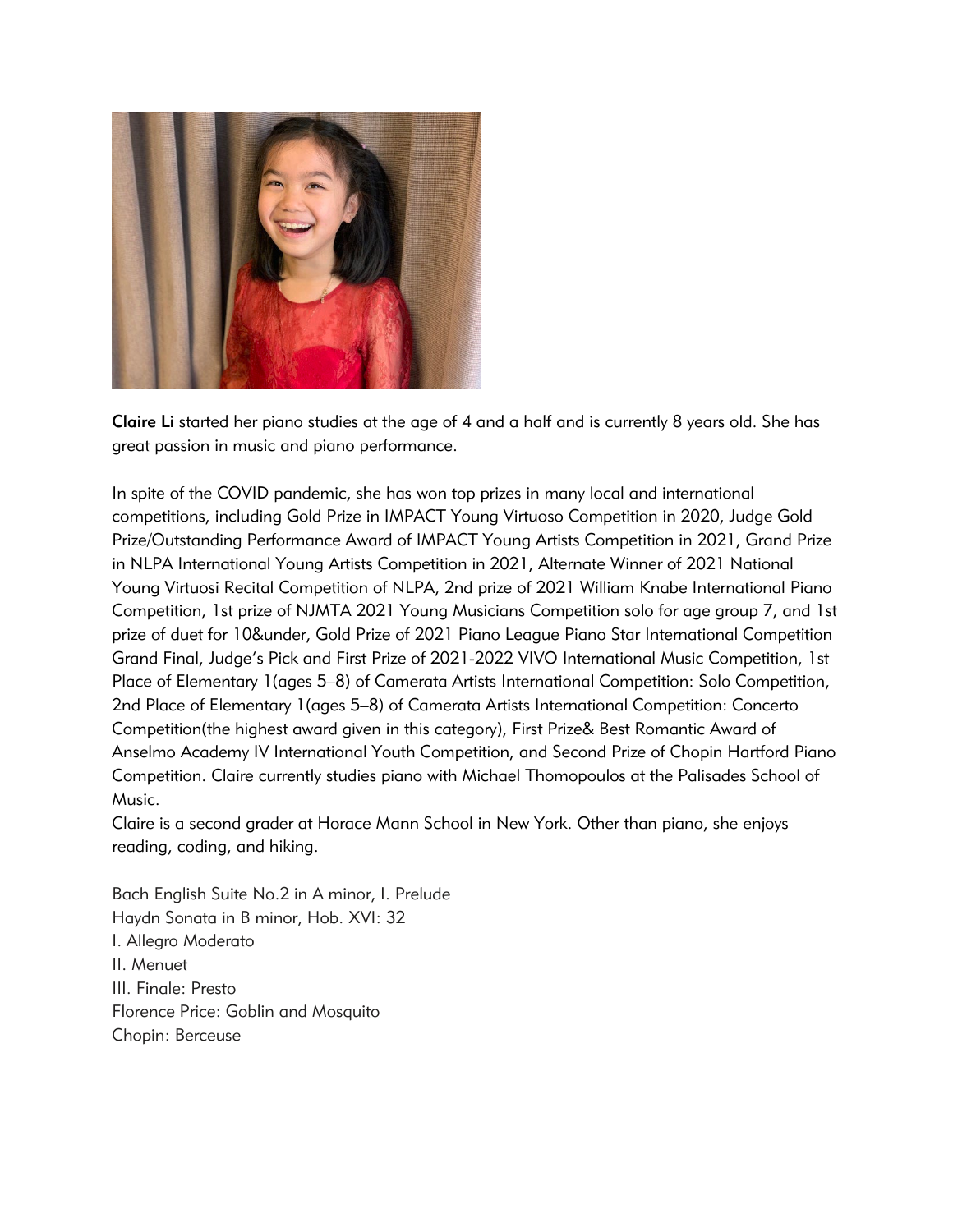**Claire Li** started her piano studies at the age of 4 and a half and is currently 8 years old. She has great passion in music and piano performance.

In spite of the COVID pandemic, she has won top prizes in many local and international competitions, including Gold Prize in IMPACT Young Virtuoso Competition in 2020, Judge Gold Prize/Outstanding Performance Award of IMPACT Young Artists Competition in 2021, Grand Prize in NLPA International Young Artists Competition in 2021, Alternate Winner of 2021 National Young Virtuosi Recital Competition of NLPA, 2nd prize of 2021 William Knabe International Piano Competition, 1st prize of NJMTA 2021 Young Musicians Competition solo for age group 7, and 1st prize of duet for 10&under, Gold Prize of 2021 Piano League Piano Star International Competition Grand Final, Judge's Pick and First Prize of 2021-2022 VIVO International Music Competition, 1st Place of Elementary 1(ages 5–8) of Camerata Artists International Competition: Solo Competition, 2nd Place of Elementary 1(ages 5–8) of Camerata Artists International Competition: Concerto Competition(the highest award given in this category), First Prize& Best Romantic Award of Anselmo Academy IV International Youth Competition, and Second Prize of Chopin Hartford Piano Competition. Claire currently studies piano with Michael Thomopoulos at the Palisades School of Music.

Claire is a second grader at Horace Mann School in New York. Other than piano, she enjoys reading, coding, and hiking.

Bach English Suite No.2 in A minor, I. Prelude
Haydn Sonata in B minor, Hob. XVI: 32
I. Allegro Moderato
II. Menuet
III. Finale: Presto
Florence Price: Goblin and Mosquito
Chopin: Berceuse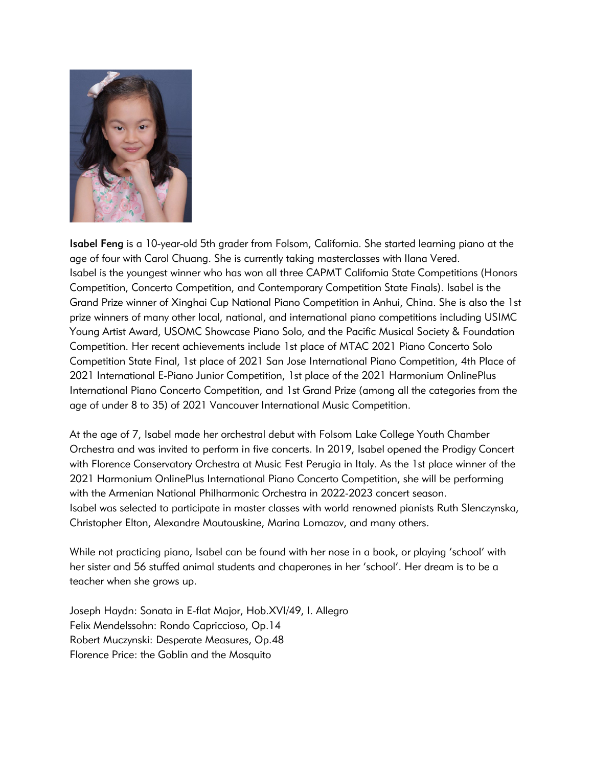**Isabel Feng** is a 10-year-old 5th grader from Folsom, California. She started learning piano at the age of four with Carol Chuang. She is currently taking masterclasses with Ilana Vered.
Isabel is the youngest winner who has won all three CAPMT California State Competitions (Honors Competition, Concerto Competition, and Contemporary Competition State Finals). Isabel is the Grand Prize winner of Xinghai Cup National Piano Competition in Anhui, China. She is also the 1st prize winners of many other local, national, and international piano competitions including USIMC Young Artist Award, USOMC Showcase Piano Solo, and the Pacific Musical Society & Foundation Competition. Her recent achievements include 1st place of MTAC 2021 Piano Concerto Solo Competition State Final, 1st place of 2021 San Jose International Piano Competition, 4th Place of 2021 International E-Piano Junior Competition, 1st place of the 2021 Harmonium OnlinePlus International Piano Concerto Competition, and 1st Grand Prize (among all the categories from the age of under 8 to 35) of 2021 Vancouver International Music Competition.

At the age of 7, Isabel made her orchestral debut with Folsom Lake College Youth Chamber Orchestra and was invited to perform in five concerts. In 2019, Isabel opened the Prodigy Concert with Florence Conservatory Orchestra at Music Fest Perugia in Italy. As the 1st place winner of the 2021 Harmonium OnlinePlus International Piano Concerto Competition, she will be performing with the Armenian National Philharmonic Orchestra in 2022-2023 concert season.
Isabel was selected to participate in master classes with world renowned pianists Ruth Slenczynska, Christopher Elton, Alexandre Moutouskine, Marina Lomazov, and many others.

While not practicing piano, Isabel can be found with her nose in a book, or playing 'school' with her sister and 56 stuffed animal students and chaperones in her 'school'. Her dream is to be a teacher when she grows up.

Joseph Haydn: Sonata in E-flat Major, Hob.XVI/49, I. Allegro
Felix Mendelssohn: Rondo Capriccioso, Op.14
Robert Muczynski: Desperate Measures, Op.48
Florence Price: the Goblin and the Mosquito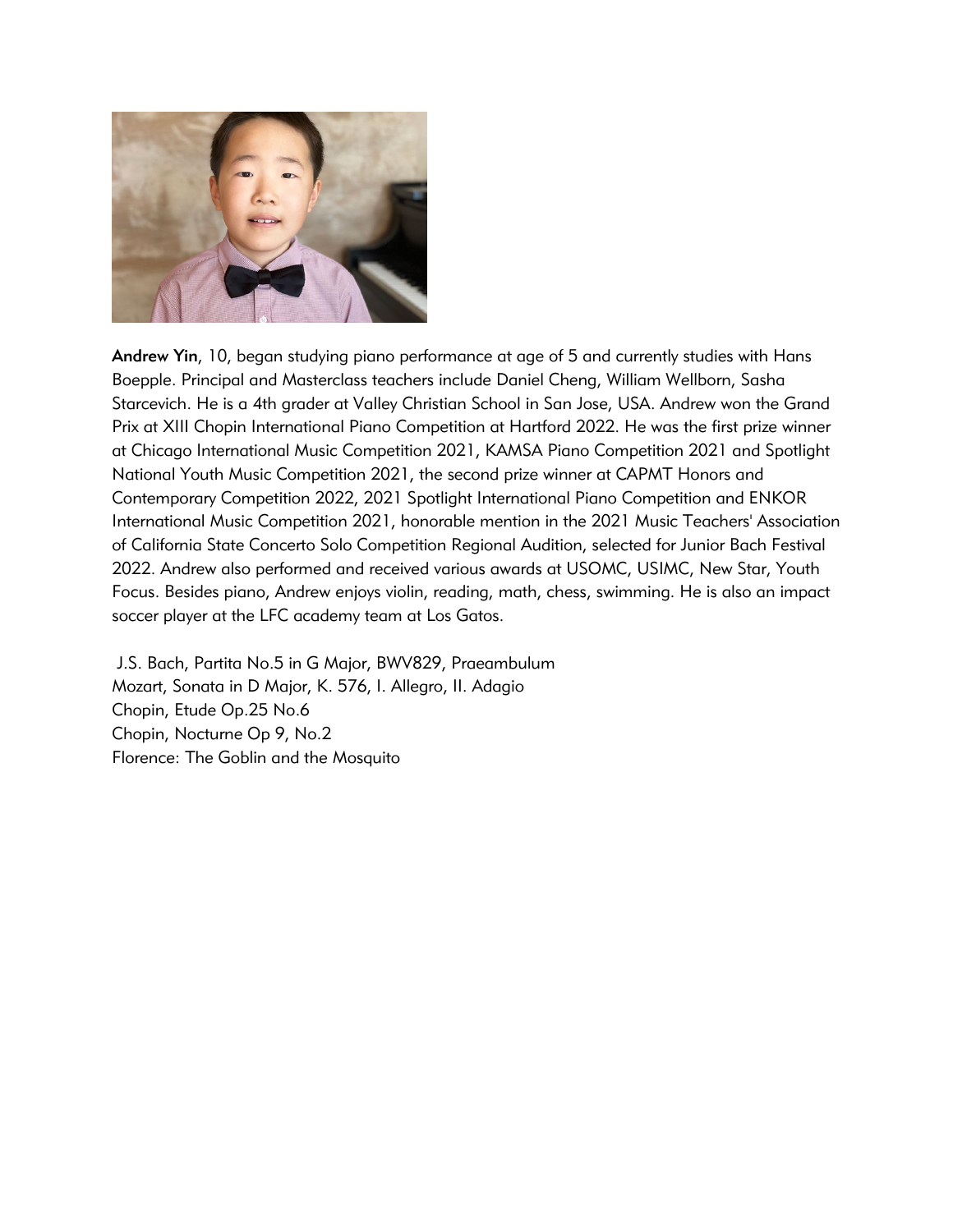**Andrew Yin**, 10, began studying piano performance at age of 5 and currently studies with Hans Boepple. Principal and Masterclass teachers include Daniel Cheng, William Wellborn, Sasha Starcevich. He is a 4th grader at Valley Christian School in San Jose, USA. Andrew won the Grand Prix at XIII Chopin International Piano Competition at Hartford 2022. He was the first prize winner at Chicago International Music Competition 2021, KAMSA Piano Competition 2021 and Spotlight National Youth Music Competition 2021, the second prize winner at CAPMT Honors and Contemporary Competition 2022, 2021 Spotlight International Piano Competition and ENKOR International Music Competition 2021, honorable mention in the 2021 Music Teachers' Association of California State Concerto Solo Competition Regional Audition, selected for Junior Bach Festival 2022. Andrew also performed and received various awards at USOMC, USIMC, New Star, Youth Focus. Besides piano, Andrew enjoys violin, reading, math, chess, swimming. He is also an impact soccer player at the LFC academy team at Los Gatos.

J.S. Bach, Partita No.5 in G Major, BWV829, Praeambulum
Mozart, Sonata in D Major, K. 576, I. Allegro, II. Adagio
Chopin, Etude Op.25 No.6
Chopin, Nocturne Op 9, No.2
Florence: The Goblin and the Mosquito